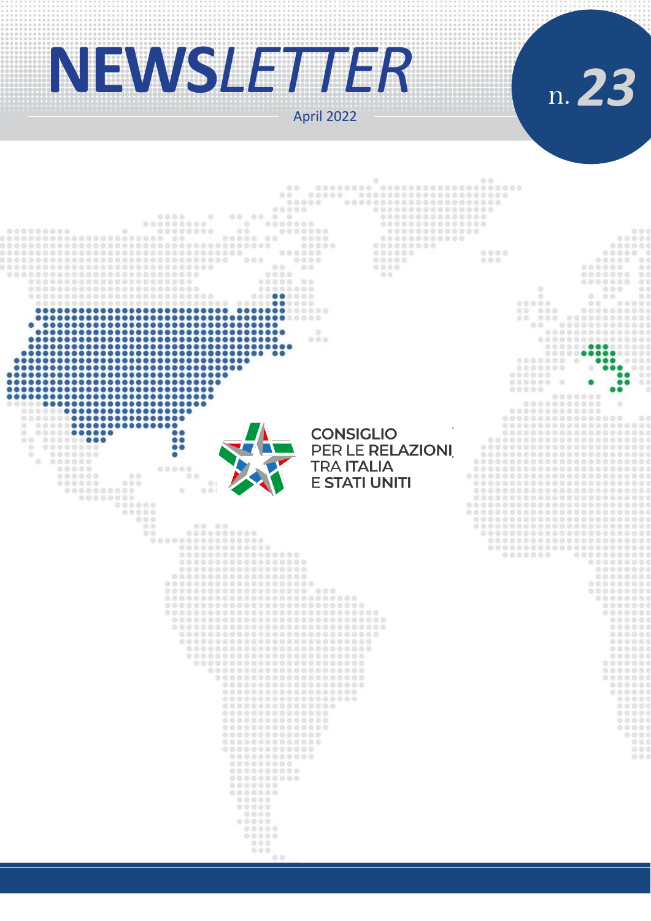# NEWSLETTER

April 2022

n. 23

CONSIGLIO
PER LE RELAZIONI
TRA ITALIA
E STATI UNITI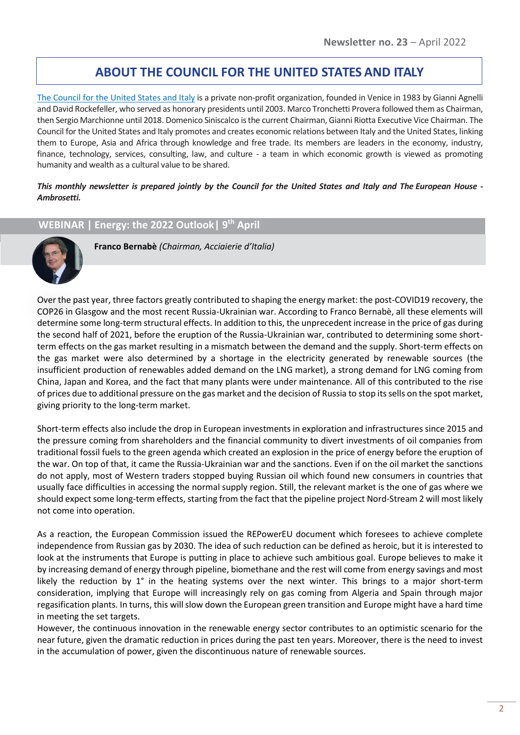# ABOUT THE COUNCIL FOR THE UNITED STATES AND ITALY

[The Council for the United States and Italy](#) is a private non-profit organization, founded in Venice in 1983 by Gianni Agnelli and David Rockefeller, who served as honorary presidents until 2003. Marco Tronchetti Provera followed them as Chairman, then Sergio Marchionne until 2018. Domenico Siniscalco is the current Chairman, Gianni Riotta Executive Vice Chairman. The Council for the United States and Italy promotes and creates economic relations between Italy and the United States, linking them to Europe, Asia and Africa through knowledge and free trade. Its members are leaders in the economy, industry, finance, technology, services, consulting, law, and culture - a team in which economic growth is viewed as promoting humanity and wealth as a cultural value to be shared.

***This monthly newsletter is prepared jointly by the Council for the United States and Italy and The European House - Ambrosetti.***

## WEBINAR | Energy: the 2022 Outlook | 9th April

**Franco Bernabè** *(Chairman, Acciaierie d'Italia)*

Over the past year, three factors greatly contributed to shaping the energy market: the post-COVID19 recovery, the COP26 in Glasgow and the most recent Russia-Ukrainian war. According to Franco Bernabè, all these elements will determine some long-term structural effects. In addition to this, the unprecedent increase in the price of gas during the second half of 2021, before the eruption of the Russia-Ukrainian war, contributed to determining some short-term effects on the gas market resulting in a mismatch between the demand and the supply. Short-term effects on the gas market were also determined by a shortage in the electricity generated by renewable sources (the insufficient production of renewables added demand on the LNG market), a strong demand for LNG coming from China, Japan and Korea, and the fact that many plants were under maintenance. All of this contributed to the rise of prices due to additional pressure on the gas market and the decision of Russia to stop its sells on the spot market, giving priority to the long-term market.

Short-term effects also include the drop in European investments in exploration and infrastructures since 2015 and the pressure coming from shareholders and the financial community to divert investments of oil companies from traditional fossil fuels to the green agenda which created an explosion in the price of energy before the eruption of the war. On top of that, it came the Russia-Ukrainian war and the sanctions. Even if on the oil market the sanctions do not apply, most of Western traders stopped buying Russian oil which found new consumers in countries that usually face difficulties in accessing the normal supply region. Still, the relevant market is the one of gas where we should expect some long-term effects, starting from the fact that the pipeline project Nord-Stream 2 will most likely not come into operation.

As a reaction, the European Commission issued the REPowerEU document which foresees to achieve complete independence from Russian gas by 2030. The idea of such reduction can be defined as heroic, but it is interested to look at the instruments that Europe is putting in place to achieve such ambitious goal. Europe believes to make it by increasing demand of energy through pipeline, biomethane and the rest will come from energy savings and most likely the reduction by 1° in the heating systems over the next winter. This brings to a major short-term consideration, implying that Europe will increasingly rely on gas coming from Algeria and Spain through major regasification plants. In turns, this will slow down the European green transition and Europe might have a hard time in meeting the set targets.

However, the continuous innovation in the renewable energy sector contributes to an optimistic scenario for the near future, given the dramatic reduction in prices during the past ten years. Moreover, there is the need to invest in the accumulation of power, given the discontinuous nature of renewable sources.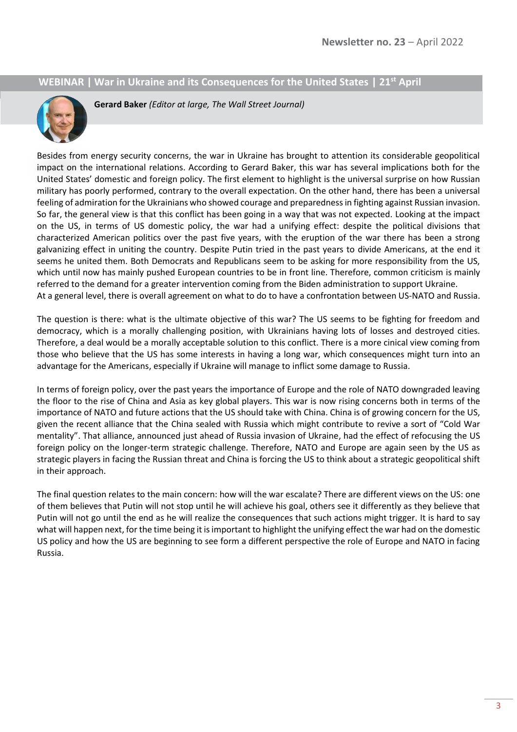## WEBINAR | War in Ukraine and its Consequences for the United States | 21st April

**Gerard Baker** *(Editor at large, The Wall Street Journal)*

Besides from energy security concerns, the war in Ukraine has brought to attention its considerable geopolitical impact on the international relations. According to Gerard Baker, this war has several implications both for the United States' domestic and foreign policy. The first element to highlight is the universal surprise on how Russian military has poorly performed, contrary to the overall expectation. On the other hand, there has been a universal feeling of admiration for the Ukrainians who showed courage and preparedness in fighting against Russian invasion. So far, the general view is that this conflict has been going in a way that was not expected. Looking at the impact on the US, in terms of US domestic policy, the war had a unifying effect: despite the political divisions that characterized American politics over the past five years, with the eruption of the war there has been a strong galvanizing effect in uniting the country. Despite Putin tried in the past years to divide Americans, at the end it seems he united them. Both Democrats and Republicans seem to be asking for more responsibility from the US, which until now has mainly pushed European countries to be in front line. Therefore, common criticism is mainly referred to the demand for a greater intervention coming from the Biden administration to support Ukraine.
At a general level, there is overall agreement on what to do to have a confrontation between US-NATO and Russia.

The question is there: what is the ultimate objective of this war? The US seems to be fighting for freedom and democracy, which is a morally challenging position, with Ukrainians having lots of losses and destroyed cities. Therefore, a deal would be a morally acceptable solution to this conflict. There is a more cinical view coming from those who believe that the US has some interests in having a long war, which consequences might turn into an advantage for the Americans, especially if Ukraine will manage to inflict some damage to Russia.

In terms of foreign policy, over the past years the importance of Europe and the role of NATO downgraded leaving the floor to the rise of China and Asia as key global players. This war is now rising concerns both in terms of the importance of NATO and future actions that the US should take with China. China is of growing concern for the US, given the recent alliance that the China sealed with Russia which might contribute to revive a sort of "Cold War mentality". That alliance, announced just ahead of Russia invasion of Ukraine, had the effect of refocusing the US foreign policy on the longer-term strategic challenge. Therefore, NATO and Europe are again seen by the US as strategic players in facing the Russian threat and China is forcing the US to think about a strategic geopolitical shift in their approach.

The final question relates to the main concern: how will the war escalate? There are different views on the US: one of them believes that Putin will not stop until he will achieve his goal, others see it differently as they believe that Putin will not go until the end as he will realize the consequences that such actions might trigger. It is hard to say what will happen next, for the time being it is important to highlight the unifying effect the war had on the domestic US policy and how the US are beginning to see form a different perspective the role of Europe and NATO in facing Russia.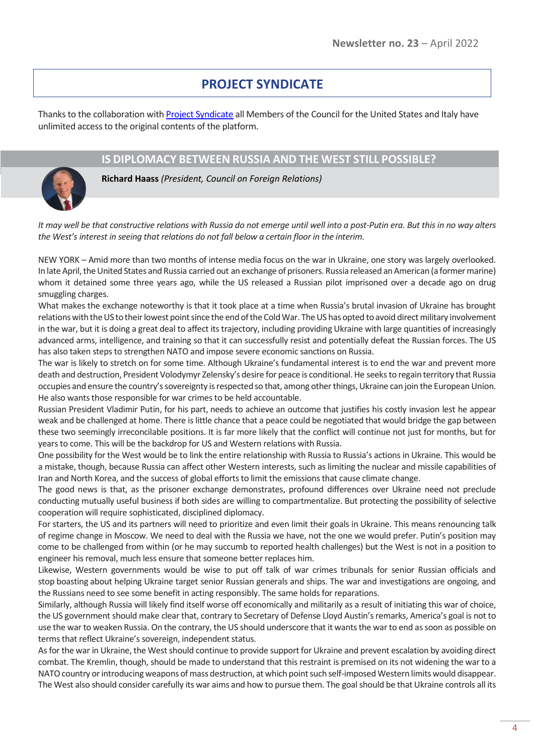## PROJECT SYNDICATE

Thanks to the collaboration with [Project Syndicate](https://www.project-syndicate.org) all Members of the Council for the United States and Italy have unlimited access to the original contents of the platform.

### IS DIPLOMACY BETWEEN RUSSIA AND THE WEST STILL POSSIBLE?

**Richard Haass** *(President, Council on Foreign Relations)*

*It may well be that constructive relations with Russia do not emerge until well into a post-Putin era. But this in no way alters the West's interest in seeing that relations do not fall below a certain floor in the interim.*

NEW YORK – Amid more than two months of intense media focus on the war in Ukraine, one story was largely overlooked. In late April, the United States and Russia carried out an exchange of prisoners. Russia released an American (a former marine) whom it detained some three years ago, while the US released a Russian pilot imprisoned over a decade ago on drug smuggling charges.

What makes the exchange noteworthy is that it took place at a time when Russia's brutal invasion of Ukraine has brought relations with the US to their lowest point since the end of the Cold War. The US has opted to avoid direct military involvement in the war, but it is doing a great deal to affect its trajectory, including providing Ukraine with large quantities of increasingly advanced arms, intelligence, and training so that it can successfully resist and potentially defeat the Russian forces. The US has also taken steps to strengthen NATO and impose severe economic sanctions on Russia.

The war is likely to stretch on for some time. Although Ukraine's fundamental interest is to end the war and prevent more death and destruction, President Volodymyr Zelensky's desire for peace is conditional. He seeks to regain territory that Russia occupies and ensure the country's sovereignty is respected so that, among other things, Ukraine can join the European Union. He also wants those responsible for war crimes to be held accountable.

Russian President Vladimir Putin, for his part, needs to achieve an outcome that justifies his costly invasion lest he appear weak and be challenged at home. There is little chance that a peace could be negotiated that would bridge the gap between these two seemingly irreconcilable positions. It is far more likely that the conflict will continue not just for months, but for years to come. This will be the backdrop for US and Western relations with Russia.

One possibility for the West would be to link the entire relationship with Russia to Russia's actions in Ukraine. This would be a mistake, though, because Russia can affect other Western interests, such as limiting the nuclear and missile capabilities of Iran and North Korea, and the success of global efforts to limit the emissions that cause climate change.

The good news is that, as the prisoner exchange demonstrates, profound differences over Ukraine need not preclude conducting mutually useful business if both sides are willing to compartmentalize. But protecting the possibility of selective cooperation will require sophisticated, disciplined diplomacy.

For starters, the US and its partners will need to prioritize and even limit their goals in Ukraine. This means renouncing talk of regime change in Moscow. We need to deal with the Russia we have, not the one we would prefer. Putin's position may come to be challenged from within (or he may succumb to reported health challenges) but the West is not in a position to engineer his removal, much less ensure that someone better replaces him.

Likewise, Western governments would be wise to put off talk of war crimes tribunals for senior Russian officials and stop boasting about helping Ukraine target senior Russian generals and ships. The war and investigations are ongoing, and the Russians need to see some benefit in acting responsibly. The same holds for reparations.

Similarly, although Russia will likely find itself worse off economically and militarily as a result of initiating this war of choice, the US government should make clear that, contrary to Secretary of Defense Lloyd Austin's remarks, America's goal is not to use the war to weaken Russia. On the contrary, the US should underscore that it wants the war to end as soon as possible on terms that reflect Ukraine's sovereign, independent status.

As for the war in Ukraine, the West should continue to provide support for Ukraine and prevent escalation by avoiding direct combat. The Kremlin, though, should be made to understand that this restraint is premised on its not widening the war to a NATO country or introducing weapons of mass destruction, at which point such self-imposed Western limits would disappear. The West also should consider carefully its war aims and how to pursue them. The goal should be that Ukraine controls all its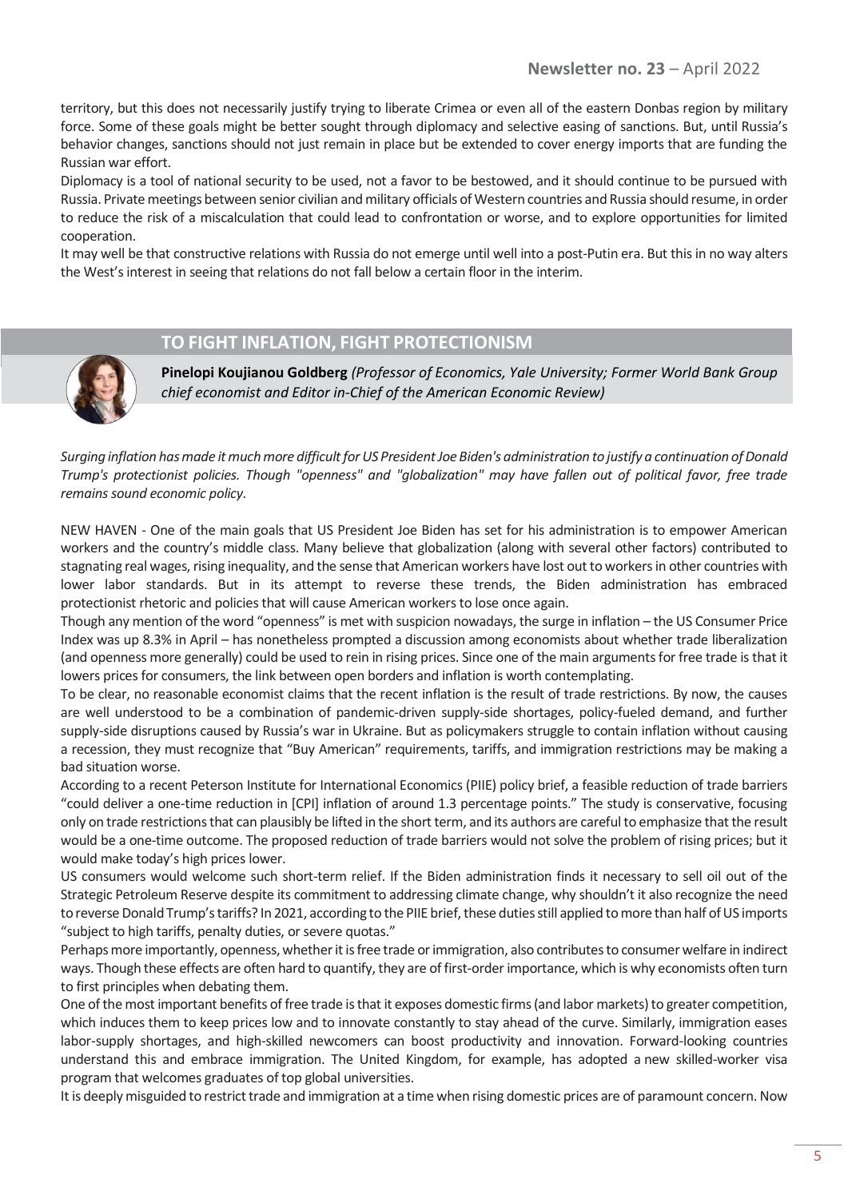territory, but this does not necessarily justify trying to liberate Crimea or even all of the eastern Donbas region by military force. Some of these goals might be better sought through diplomacy and selective easing of sanctions. But, until Russia's behavior changes, sanctions should not just remain in place but be extended to cover energy imports that are funding the Russian war effort.

Diplomacy is a tool of national security to be used, not a favor to be bestowed, and it should continue to be pursued with Russia. Private meetings between senior civilian and military officials of Western countries and Russia should resume, in order to reduce the risk of a miscalculation that could lead to confrontation or worse, and to explore opportunities for limited cooperation.

It may well be that constructive relations with Russia do not emerge until well into a post-Putin era. But this in no way alters the West's interest in seeing that relations do not fall below a certain floor in the interim.

## TO FIGHT INFLATION, FIGHT PROTECTIONISM

**Pinelopi Koujianou Goldberg** *(Professor of Economics, Yale University; Former World Bank Group chief economist and Editor in-Chief of the American Economic Review)*

*Surging inflation has made it much more difficult for US President Joe Biden's administration to justify a continuation of Donald Trump's protectionist policies. Though "openness" and "globalization" may have fallen out of political favor, free trade remains sound economic policy.*

NEW HAVEN - One of the main goals that US President Joe Biden has set for his administration is to empower American workers and the country's middle class. Many believe that globalization (along with several other factors) contributed to stagnating real wages, rising inequality, and the sense that American workers have lost out to workers in other countries with lower labor standards. But in its attempt to reverse these trends, the Biden administration has embraced protectionist rhetoric and policies that will cause American workers to lose once again.

Though any mention of the word "openness" is met with suspicion nowadays, the surge in inflation – the US Consumer Price Index was up 8.3% in April – has nonetheless prompted a discussion among economists about whether trade liberalization (and openness more generally) could be used to rein in rising prices. Since one of the main arguments for free trade is that it lowers prices for consumers, the link between open borders and inflation is worth contemplating.

To be clear, no reasonable economist claims that the recent inflation is the result of trade restrictions. By now, the causes are well understood to be a combination of pandemic-driven supply-side shortages, policy-fueled demand, and further supply-side disruptions caused by Russia's war in Ukraine. But as policymakers struggle to contain inflation without causing a recession, they must recognize that "Buy American" requirements, tariffs, and immigration restrictions may be making a bad situation worse.

According to a recent Peterson Institute for International Economics (PIIE) policy brief, a feasible reduction of trade barriers "could deliver a one-time reduction in [CPI] inflation of around 1.3 percentage points." The study is conservative, focusing only on trade restrictions that can plausibly be lifted in the short term, and its authors are careful to emphasize that the result would be a one-time outcome. The proposed reduction of trade barriers would not solve the problem of rising prices; but it would make today's high prices lower.

US consumers would welcome such short-term relief. If the Biden administration finds it necessary to sell oil out of the Strategic Petroleum Reserve despite its commitment to addressing climate change, why shouldn't it also recognize the need to reverse Donald Trump's tariffs? In 2021, according to the PIIE brief, these duties still applied to more than half of US imports "subject to high tariffs, penalty duties, or severe quotas."

Perhaps more importantly, openness, whether it is free trade or immigration, also contributes to consumer welfare in indirect ways. Though these effects are often hard to quantify, they are of first-order importance, which is why economists often turn to first principles when debating them.

One of the most important benefits of free trade is that it exposes domestic firms (and labor markets) to greater competition, which induces them to keep prices low and to innovate constantly to stay ahead of the curve. Similarly, immigration eases labor-supply shortages, and high-skilled newcomers can boost productivity and innovation. Forward-looking countries understand this and embrace immigration. The United Kingdom, for example, has adopted a new skilled-worker visa program that welcomes graduates of top global universities.

It is deeply misguided to restrict trade and immigration at a time when rising domestic prices are of paramount concern. Now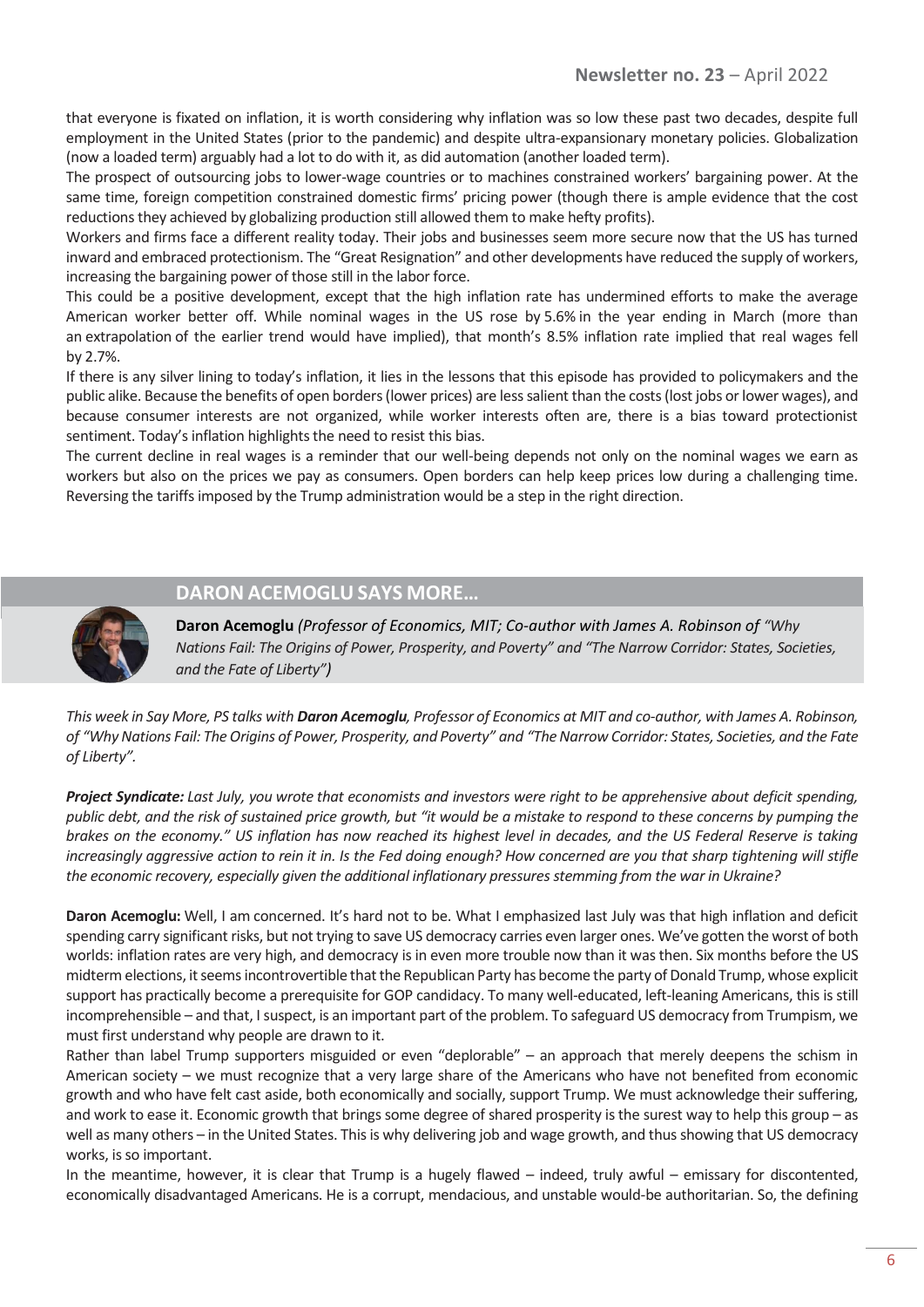that everyone is fixated on inflation, it is worth considering why inflation was so low these past two decades, despite full employment in the United States (prior to the pandemic) and despite ultra-expansionary monetary policies. Globalization (now a loaded term) arguably had a lot to do with it, as did automation (another loaded term).

The prospect of outsourcing jobs to lower-wage countries or to machines constrained workers' bargaining power. At the same time, foreign competition constrained domestic firms' pricing power (though there is ample evidence that the cost reductions they achieved by globalizing production still allowed them to make hefty profits).

Workers and firms face a different reality today. Their jobs and businesses seem more secure now that the US has turned inward and embraced protectionism. The "Great Resignation" and other developments have reduced the supply of workers, increasing the bargaining power of those still in the labor force.

This could be a positive development, except that the high inflation rate has undermined efforts to make the average American worker better off. While nominal wages in the US rose by 5.6% in the year ending in March (more than an extrapolation of the earlier trend would have implied), that month's 8.5% inflation rate implied that real wages fell by 2.7%.

If there is any silver lining to today's inflation, it lies in the lessons that this episode has provided to policymakers and the public alike. Because the benefits of open borders (lower prices) are less salient than the costs (lost jobs or lower wages), and because consumer interests are not organized, while worker interests often are, there is a bias toward protectionist sentiment. Today's inflation highlights the need to resist this bias.

The current decline in real wages is a reminder that our well-being depends not only on the nominal wages we earn as workers but also on the prices we pay as consumers. Open borders can help keep prices low during a challenging time. Reversing the tariffs imposed by the Trump administration would be a step in the right direction.

## DARON ACEMOGLU SAYS MORE…

**Daron Acemoglu** *(Professor of Economics, MIT; Co-author with James A. Robinson of "Why Nations Fail: The Origins of Power, Prosperity, and Poverty" and "The Narrow Corridor: States, Societies, and the Fate of Liberty")*

*This week in Say More, PS talks with **Daron Acemoglu**, Professor of Economics at MIT and co-author, with James A. Robinson, of "Why Nations Fail: The Origins of Power, Prosperity, and Poverty" and "The Narrow Corridor: States, Societies, and the Fate of Liberty".*

***Project Syndicate:** Last July, you wrote that economists and investors were right to be apprehensive about deficit spending, public debt, and the risk of sustained price growth, but "it would be a mistake to respond to these concerns by pumping the brakes on the economy." US inflation has now reached its highest level in decades, and the US Federal Reserve is taking increasingly aggressive action to rein it in. Is the Fed doing enough? How concerned are you that sharp tightening will stifle the economic recovery, especially given the additional inflationary pressures stemming from the war in Ukraine?*

**Daron Acemoglu:** Well, I am concerned. It's hard not to be. What I emphasized last July was that high inflation and deficit spending carry significant risks, but not trying to save US democracy carries even larger ones. We've gotten the worst of both worlds: inflation rates are very high, and democracy is in even more trouble now than it was then. Six months before the US midterm elections, it seems incontrovertible that the Republican Party has become the party of Donald Trump, whose explicit support has practically become a prerequisite for GOP candidacy. To many well-educated, left-leaning Americans, this is still incomprehensible – and that, I suspect, is an important part of the problem. To safeguard US democracy from Trumpism, we must first understand why people are drawn to it.

Rather than label Trump supporters misguided or even "deplorable" – an approach that merely deepens the schism in American society – we must recognize that a very large share of the Americans who have not benefited from economic growth and who have felt cast aside, both economically and socially, support Trump. We must acknowledge their suffering, and work to ease it. Economic growth that brings some degree of shared prosperity is the surest way to help this group – as well as many others – in the United States. This is why delivering job and wage growth, and thus showing that US democracy works, is so important.

In the meantime, however, it is clear that Trump is a hugely flawed – indeed, truly awful – emissary for discontented, economically disadvantaged Americans. He is a corrupt, mendacious, and unstable would-be authoritarian. So, the defining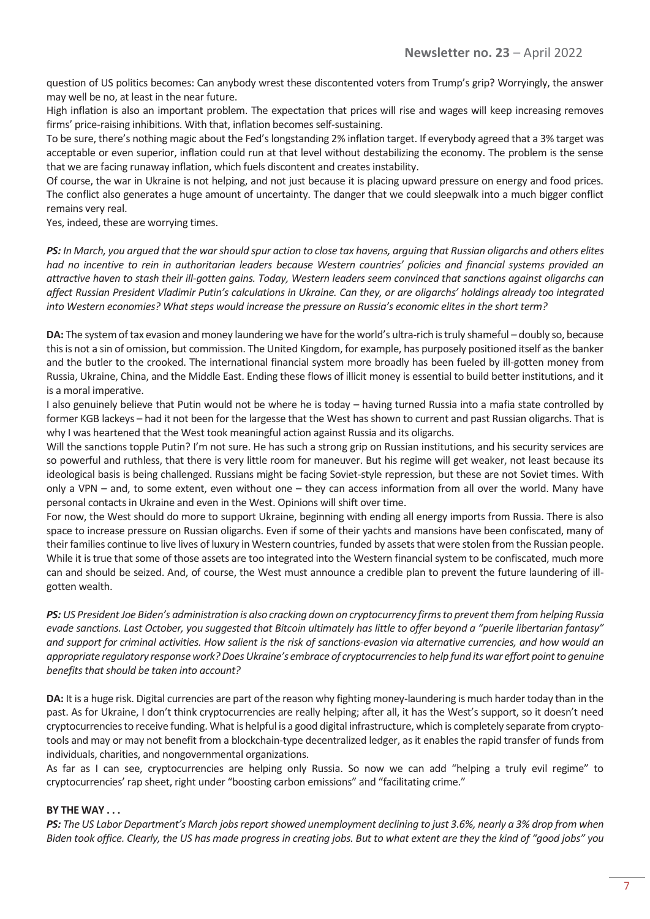question of US politics becomes: Can anybody wrest these discontented voters from Trump's grip? Worryingly, the answer may well be no, at least in the near future.

High inflation is also an important problem. The expectation that prices will rise and wages will keep increasing removes firms' price-raising inhibitions. With that, inflation becomes self-sustaining.

To be sure, there's nothing magic about the Fed's longstanding 2% inflation target. If everybody agreed that a 3% target was acceptable or even superior, inflation could run at that level without destabilizing the economy. The problem is the sense that we are facing runaway inflation, which fuels discontent and creates instability.

Of course, the war in Ukraine is not helping, and not just because it is placing upward pressure on energy and food prices. The conflict also generates a huge amount of uncertainty. The danger that we could sleepwalk into a much bigger conflict remains very real.

Yes, indeed, these are worrying times.

***PS:*** *In March, you argued that the war should spur action to close tax havens, arguing that Russian oligarchs and others elites had no incentive to rein in authoritarian leaders because Western countries' policies and financial systems provided an attractive haven to stash their ill-gotten gains. Today, Western leaders seem convinced that sanctions against oligarchs can affect Russian President Vladimir Putin's calculations in Ukraine. Can they, or are oligarchs' holdings already too integrated into Western economies? What steps would increase the pressure on Russia's economic elites in the short term?*

**DA:** The system of tax evasion and money laundering we have for the world's ultra-rich is truly shameful – doubly so, because this is not a sin of omission, but commission. The United Kingdom, for example, has purposely positioned itself as the banker and the butler to the crooked. The international financial system more broadly has been fueled by ill-gotten money from Russia, Ukraine, China, and the Middle East. Ending these flows of illicit money is essential to build better institutions, and it is a moral imperative.

I also genuinely believe that Putin would not be where he is today – having turned Russia into a mafia state controlled by former KGB lackeys – had it not been for the largesse that the West has shown to current and past Russian oligarchs. That is why I was heartened that the West took meaningful action against Russia and its oligarchs.

Will the sanctions topple Putin? I'm not sure. He has such a strong grip on Russian institutions, and his security services are so powerful and ruthless, that there is very little room for maneuver. But his regime will get weaker, not least because its ideological basis is being challenged. Russians might be facing Soviet-style repression, but these are not Soviet times. With only a VPN – and, to some extent, even without one – they can access information from all over the world. Many have personal contacts in Ukraine and even in the West. Opinions will shift over time.

For now, the West should do more to support Ukraine, beginning with ending all energy imports from Russia. There is also space to increase pressure on Russian oligarchs. Even if some of their yachts and mansions have been confiscated, many of their families continue to live lives of luxury in Western countries, funded by assets that were stolen from the Russian people. While it is true that some of those assets are too integrated into the Western financial system to be confiscated, much more can and should be seized. And, of course, the West must announce a credible plan to prevent the future laundering of ill-gotten wealth.

***PS:*** *US President Joe Biden's administration is also cracking down on cryptocurrency firms to prevent them from helping Russia evade sanctions. Last October, you suggested that Bitcoin ultimately has little to offer beyond a "puerile libertarian fantasy" and support for criminal activities. How salient is the risk of sanctions-evasion via alternative currencies, and how would an appropriate regulatory response work? Does Ukraine's embrace of cryptocurrencies to help fund its war effort point to genuine benefits that should be taken into account?*

**DA:** It is a huge risk. Digital currencies are part of the reason why fighting money-laundering is much harder today than in the past. As for Ukraine, I don't think cryptocurrencies are really helping; after all, it has the West's support, so it doesn't need cryptocurrencies to receive funding. What is helpful is a good digital infrastructure, which is completely separate from crypto-tools and may or may not benefit from a blockchain-type decentralized ledger, as it enables the rapid transfer of funds from individuals, charities, and nongovernmental organizations.

As far as I can see, cryptocurrencies are helping only Russia. So now we can add "helping a truly evil regime" to cryptocurrencies' rap sheet, right under "boosting carbon emissions" and "facilitating crime."

**BY THE WAY . . .**

***PS:*** *The US Labor Department's March jobs report showed unemployment declining to just 3.6%, nearly a 3% drop from when Biden took office. Clearly, the US has made progress in creating jobs. But to what extent are they the kind of "good jobs" you*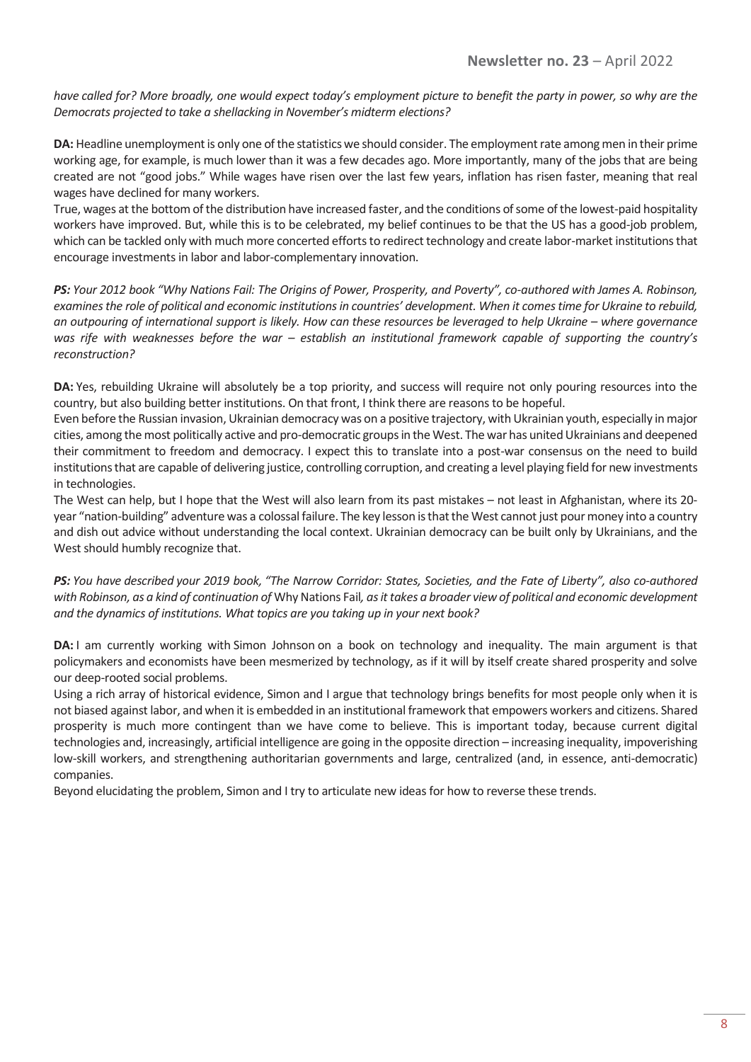*have called for? More broadly, one would expect today's employment picture to benefit the party in power, so why are the Democrats projected to take a shellacking in November's midterm elections?*

**DA:** Headline unemployment is only one of the statistics we should consider. The employment rate among men in their prime working age, for example, is much lower than it was a few decades ago. More importantly, many of the jobs that are being created are not "good jobs." While wages have risen over the last few years, inflation has risen faster, meaning that real wages have declined for many workers.

True, wages at the bottom of the distribution have increased faster, and the conditions of some of the lowest-paid hospitality workers have improved. But, while this is to be celebrated, my belief continues to be that the US has a good-job problem, which can be tackled only with much more concerted efforts to redirect technology and create labor-market institutions that encourage investments in labor and labor-complementary innovation.

***PS:*** *Your 2012 book "Why Nations Fail: The Origins of Power, Prosperity, and Poverty", co-authored with James A. Robinson, examines the role of political and economic institutions in countries' development. When it comes time for Ukraine to rebuild, an outpouring of international support is likely. How can these resources be leveraged to help Ukraine – where governance was rife with weaknesses before the war – establish an institutional framework capable of supporting the country's reconstruction?*

**DA:** Yes, rebuilding Ukraine will absolutely be a top priority, and success will require not only pouring resources into the country, but also building better institutions. On that front, I think there are reasons to be hopeful.

Even before the Russian invasion, Ukrainian democracy was on a positive trajectory, with Ukrainian youth, especially in major cities, among the most politically active and pro-democratic groups in the West. The war has united Ukrainians and deepened their commitment to freedom and democracy. I expect this to translate into a post-war consensus on the need to build institutions that are capable of delivering justice, controlling corruption, and creating a level playing field for new investments in technologies.

The West can help, but I hope that the West will also learn from its past mistakes – not least in Afghanistan, where its 20-year "nation-building" adventure was a colossal failure. The key lesson is that the West cannot just pour money into a country and dish out advice without understanding the local context. Ukrainian democracy can be built only by Ukrainians, and the West should humbly recognize that.

***PS:*** *You have described your 2019 book, "The Narrow Corridor: States, Societies, and the Fate of Liberty", also co-authored with Robinson, as a kind of continuation of* Why Nations Fail*, as it takes a broader view of political and economic development and the dynamics of institutions. What topics are you taking up in your next book?*

**DA:** I am currently working with Simon Johnson on a book on technology and inequality. The main argument is that policymakers and economists have been mesmerized by technology, as if it will by itself create shared prosperity and solve our deep-rooted social problems.

Using a rich array of historical evidence, Simon and I argue that technology brings benefits for most people only when it is not biased against labor, and when it is embedded in an institutional framework that empowers workers and citizens. Shared prosperity is much more contingent than we have come to believe. This is important today, because current digital technologies and, increasingly, artificial intelligence are going in the opposite direction – increasing inequality, impoverishing low-skill workers, and strengthening authoritarian governments and large, centralized (and, in essence, anti-democratic) companies.

Beyond elucidating the problem, Simon and I try to articulate new ideas for how to reverse these trends.